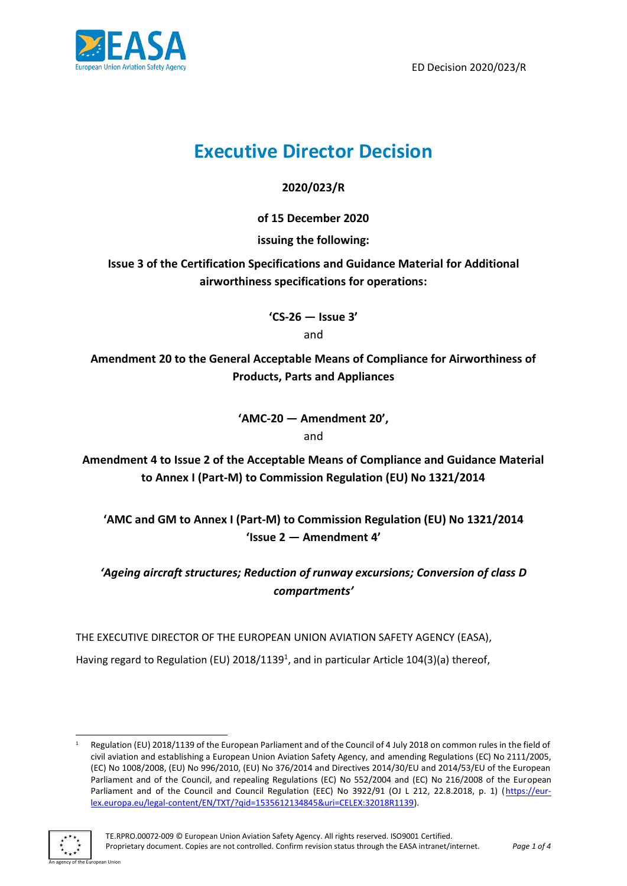ED Decision 2020/023/R

# Executive Director Decision

**2020/023/R**

**of 15 December 2020**

**issuing the following:**

**Issue 3 of the Certification Specifications and Guidance Material for Additional airworthiness specifications for operations:**

**'CS-26 — Issue 3'**

and

**Amendment 20 to the General Acceptable Means of Compliance for Airworthiness of Products, Parts and Appliances**

**'AMC-20 — Amendment 20',**

and

**Amendment 4 to Issue 2 of the Acceptable Means of Compliance and Guidance Material to Annex I (Part-M) to Commission Regulation (EU) No 1321/2014**

**'AMC and GM to Annex I (Part-M) to Commission Regulation (EU) No 1321/2014 'Issue 2 — Amendment 4'**

***'Ageing aircraft structures; Reduction of runway excursions; Conversion of class D compartments'***

THE EXECUTIVE DIRECTOR OF THE EUROPEAN UNION AVIATION SAFETY AGENCY (EASA),

Having regard to Regulation (EU) 2018/1139[1], and in particular Article 104(3)(a) thereof,

[1] Regulation (EU) 2018/1139 of the European Parliament and of the Council of 4 July 2018 on common rules in the field of civil aviation and establishing a European Union Aviation Safety Agency, and amending Regulations (EC) No 2111/2005, (EC) No 1008/2008, (EU) No 996/2010, (EU) No 376/2014 and Directives 2014/30/EU and 2014/53/EU of the European Parliament and of the Council, and repealing Regulations (EC) No 552/2004 and (EC) No 216/2008 of the European Parliament and of the Council and Council Regulation (EEC) No 3922/91 (OJ L 212, 22.8.2018, p. 1) (https://eur-lex.europa.eu/legal-content/EN/TXT/?qid=1535612134845&uri=CELEX:32018R1139).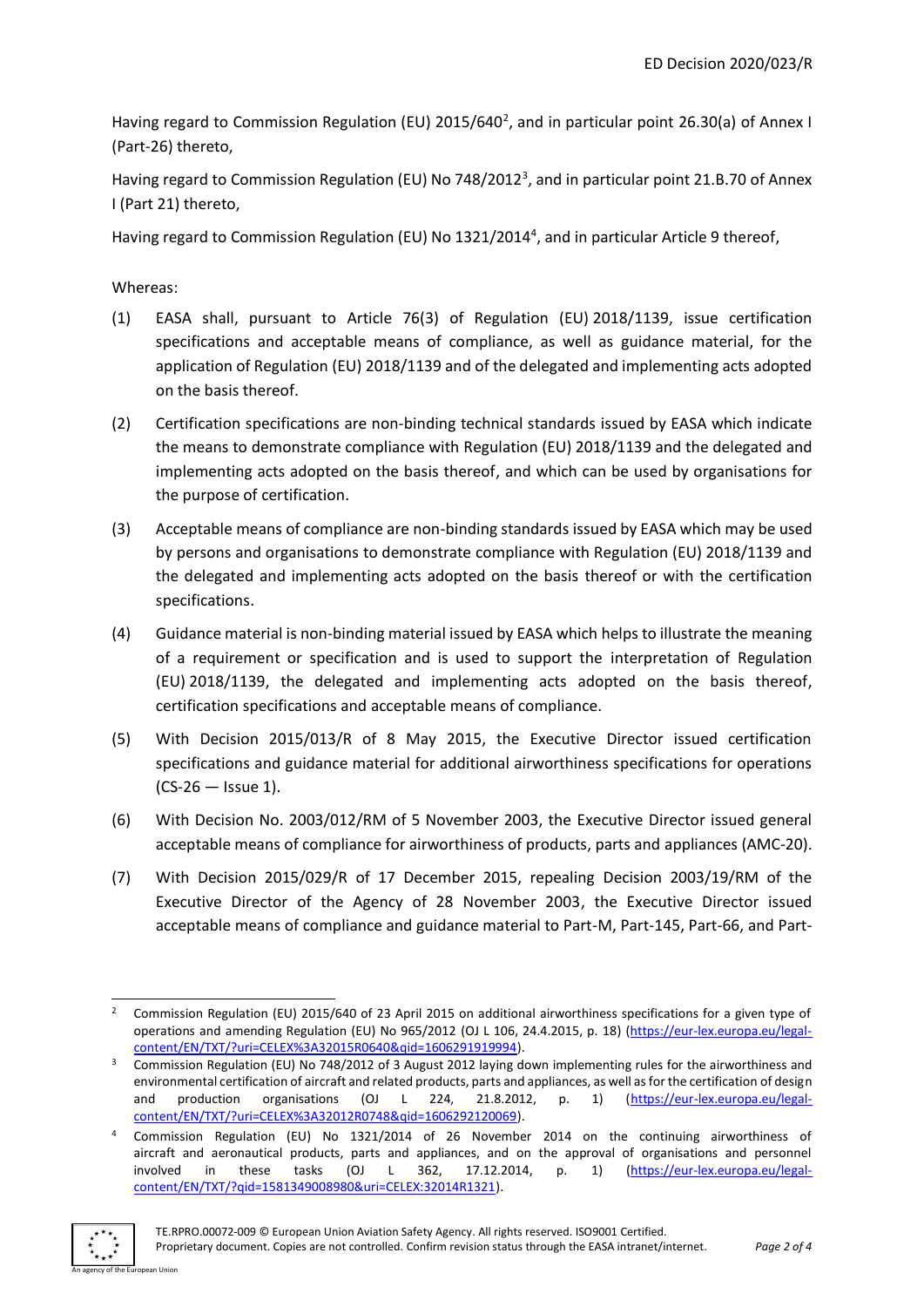Having regard to Commission Regulation (EU) 2015/640[2], and in particular point 26.30(a) of Annex I (Part-26) thereto,

Having regard to Commission Regulation (EU) No 748/2012[3], and in particular point 21.B.70 of Annex I (Part 21) thereto,

Having regard to Commission Regulation (EU) No 1321/2014[4], and in particular Article 9 thereof,

Whereas:

(1) EASA shall, pursuant to Article 76(3) of Regulation (EU) 2018/1139, issue certification specifications and acceptable means of compliance, as well as guidance material, for the application of Regulation (EU) 2018/1139 and of the delegated and implementing acts adopted on the basis thereof.

(2) Certification specifications are non-binding technical standards issued by EASA which indicate the means to demonstrate compliance with Regulation (EU) 2018/1139 and the delegated and implementing acts adopted on the basis thereof, and which can be used by organisations for the purpose of certification.

(3) Acceptable means of compliance are non-binding standards issued by EASA which may be used by persons and organisations to demonstrate compliance with Regulation (EU) 2018/1139 and the delegated and implementing acts adopted on the basis thereof or with the certification specifications.

(4) Guidance material is non-binding material issued by EASA which helps to illustrate the meaning of a requirement or specification and is used to support the interpretation of Regulation (EU) 2018/1139, the delegated and implementing acts adopted on the basis thereof, certification specifications and acceptable means of compliance.

(5) With Decision 2015/013/R of 8 May 2015, the Executive Director issued certification specifications and guidance material for additional airworthiness specifications for operations (CS-26 — Issue 1).

(6) With Decision No. 2003/012/RM of 5 November 2003, the Executive Director issued general acceptable means of compliance for airworthiness of products, parts and appliances (AMC-20).

(7) With Decision 2015/029/R of 17 December 2015, repealing Decision 2003/19/RM of the Executive Director of the Agency of 28 November 2003, the Executive Director issued acceptable means of compliance and guidance material to Part-M, Part-145, Part-66, and Part-

---

[2] Commission Regulation (EU) 2015/640 of 23 April 2015 on additional airworthiness specifications for a given type of operations and amending Regulation (EU) No 965/2012 (OJ L 106, 24.4.2015, p. 18) (https://eur-lex.europa.eu/legal-content/EN/TXT/?uri=CELEX%3A32015R0640&qid=1606291919994).

[3] Commission Regulation (EU) No 748/2012 of 3 August 2012 laying down implementing rules for the airworthiness and environmental certification of aircraft and related products, parts and appliances, as well as for the certification of design and production organisations (OJ L 224, 21.8.2012, p. 1) (https://eur-lex.europa.eu/legal-content/EN/TXT/?uri=CELEX%3A32012R0748&qid=1606292120069).

[4] Commission Regulation (EU) No 1321/2014 of 26 November 2014 on the continuing airworthiness of aircraft and aeronautical products, parts and appliances, and on the approval of organisations and personnel involved in these tasks (OJ L 362, 17.12.2014, p. 1) (https://eur-lex.europa.eu/legal-content/EN/TXT/?qid=1581349008980&uri=CELEX:32014R1321).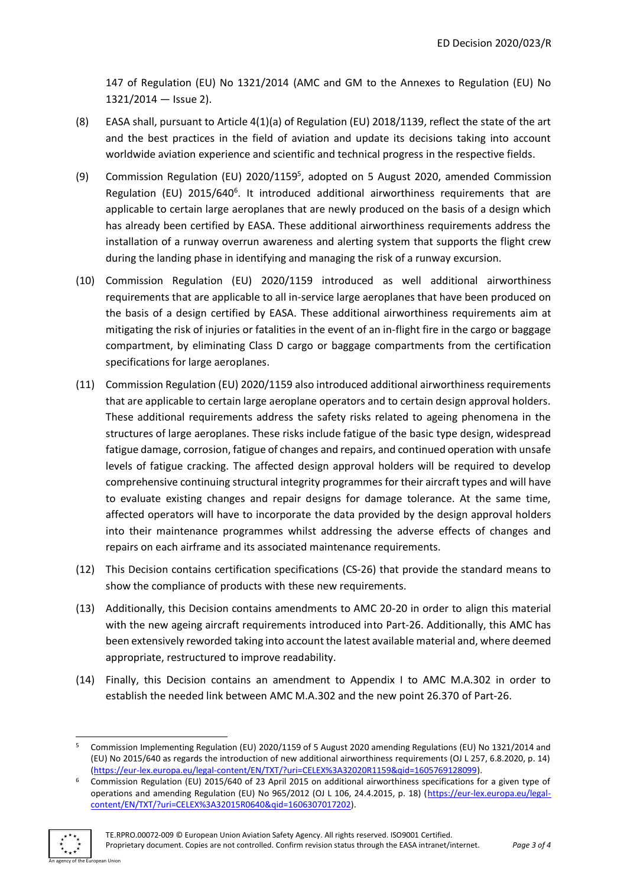147 of Regulation (EU) No 1321/2014 (AMC and GM to the Annexes to Regulation (EU) No 1321/2014 — Issue 2).

(8) EASA shall, pursuant to Article 4(1)(a) of Regulation (EU) 2018/1139, reflect the state of the art and the best practices in the field of aviation and update its decisions taking into account worldwide aviation experience and scientific and technical progress in the respective fields.

(9) Commission Regulation (EU) 2020/1159[5], adopted on 5 August 2020, amended Commission Regulation (EU) 2015/640[6]. It introduced additional airworthiness requirements that are applicable to certain large aeroplanes that are newly produced on the basis of a design which has already been certified by EASA. These additional airworthiness requirements address the installation of a runway overrun awareness and alerting system that supports the flight crew during the landing phase in identifying and managing the risk of a runway excursion.

(10) Commission Regulation (EU) 2020/1159 introduced as well additional airworthiness requirements that are applicable to all in-service large aeroplanes that have been produced on the basis of a design certified by EASA. These additional airworthiness requirements aim at mitigating the risk of injuries or fatalities in the event of an in-flight fire in the cargo or baggage compartment, by eliminating Class D cargo or baggage compartments from the certification specifications for large aeroplanes.

(11) Commission Regulation (EU) 2020/1159 also introduced additional airworthiness requirements that are applicable to certain large aeroplane operators and to certain design approval holders. These additional requirements address the safety risks related to ageing phenomena in the structures of large aeroplanes. These risks include fatigue of the basic type design, widespread fatigue damage, corrosion, fatigue of changes and repairs, and continued operation with unsafe levels of fatigue cracking. The affected design approval holders will be required to develop comprehensive continuing structural integrity programmes for their aircraft types and will have to evaluate existing changes and repair designs for damage tolerance. At the same time, affected operators will have to incorporate the data provided by the design approval holders into their maintenance programmes whilst addressing the adverse effects of changes and repairs on each airframe and its associated maintenance requirements.

(12) This Decision contains certification specifications (CS-26) that provide the standard means to show the compliance of products with these new requirements.

(13) Additionally, this Decision contains amendments to AMC 20-20 in order to align this material with the new ageing aircraft requirements introduced into Part-26. Additionally, this AMC has been extensively reworded taking into account the latest available material and, where deemed appropriate, restructured to improve readability.

(14) Finally, this Decision contains an amendment to Appendix I to AMC M.A.302 in order to establish the needed link between AMC M.A.302 and the new point 26.370 of Part-26.

---

[5] Commission Implementing Regulation (EU) 2020/1159 of 5 August 2020 amending Regulations (EU) No 1321/2014 and (EU) No 2015/640 as regards the introduction of new additional airworthiness requirements (OJ L 257, 6.8.2020, p. 14) (https://eur-lex.europa.eu/legal-content/EN/TXT/?uri=CELEX%3A32020R1159&qid=1605769128099).

[6] Commission Regulation (EU) 2015/640 of 23 April 2015 on additional airworthiness specifications for a given type of operations and amending Regulation (EU) No 965/2012 (OJ L 106, 24.4.2015, p. 18) (https://eur-lex.europa.eu/legal-content/EN/TXT/?uri=CELEX%3A32015R0640&qid=1606307017202).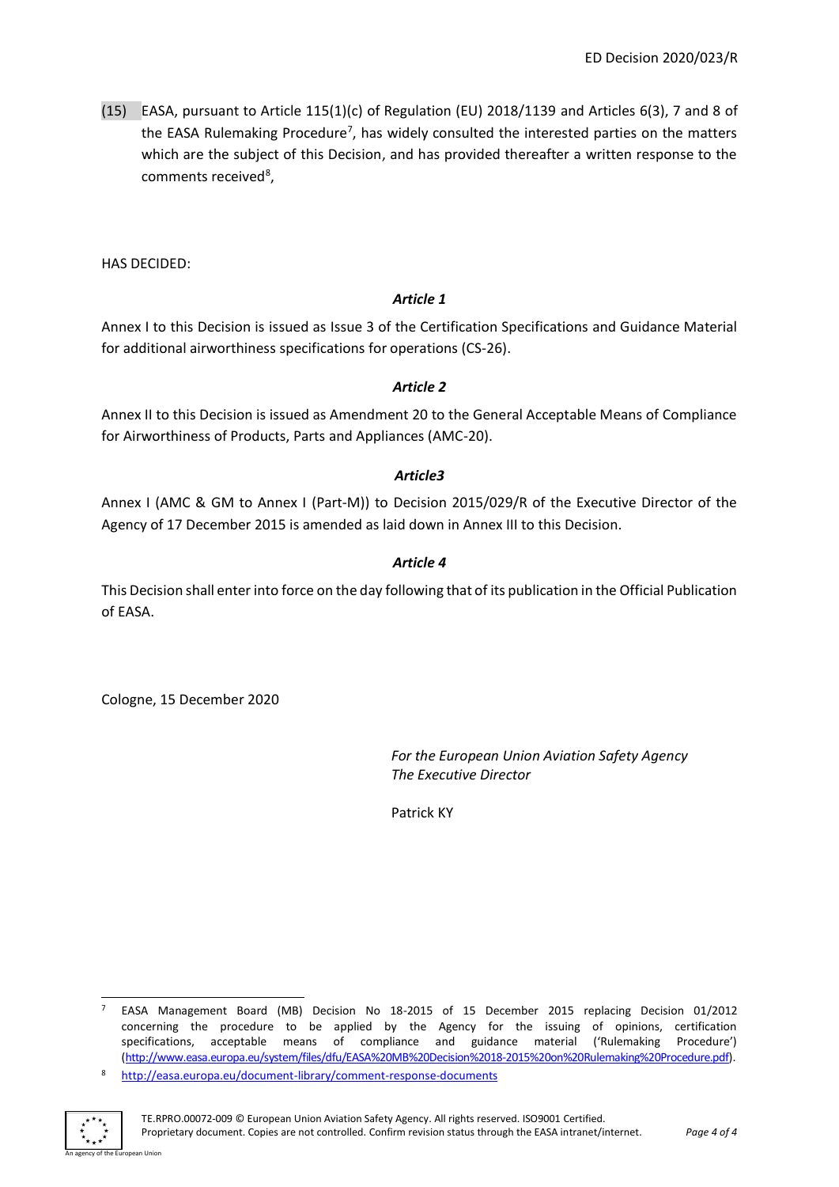(15) EASA, pursuant to Article 115(1)(c) of Regulation (EU) 2018/1139 and Articles 6(3), 7 and 8 of the EASA Rulemaking Procedure[7], has widely consulted the interested parties on the matters which are the subject of this Decision, and has provided thereafter a written response to the comments received[8],

HAS DECIDED:

*Article 1*

Annex I to this Decision is issued as Issue 3 of the Certification Specifications and Guidance Material for additional airworthiness specifications for operations (CS-26).

*Article 2*

Annex II to this Decision is issued as Amendment 20 to the General Acceptable Means of Compliance for Airworthiness of Products, Parts and Appliances (AMC-20).

*Article3*

Annex I (AMC & GM to Annex I (Part-M)) to Decision 2015/029/R of the Executive Director of the Agency of 17 December 2015 is amended as laid down in Annex III to this Decision.

*Article 4*

This Decision shall enter into force on the day following that of its publication in the Official Publication of EASA.

Cologne, 15 December 2020

*For the European Union Aviation Safety Agency*
*The Executive Director*

Patrick KY

---

[7] EASA Management Board (MB) Decision No 18-2015 of 15 December 2015 replacing Decision 01/2012 concerning the procedure to be applied by the Agency for the issuing of opinions, certification specifications, acceptable means of compliance and guidance material ('Rulemaking Procedure') (http://www.easa.europa.eu/system/files/dfu/EASA%20MB%20Decision%2018-2015%20on%20Rulemaking%20Procedure.pdf).

[8] http://easa.europa.eu/document-library/comment-response-documents